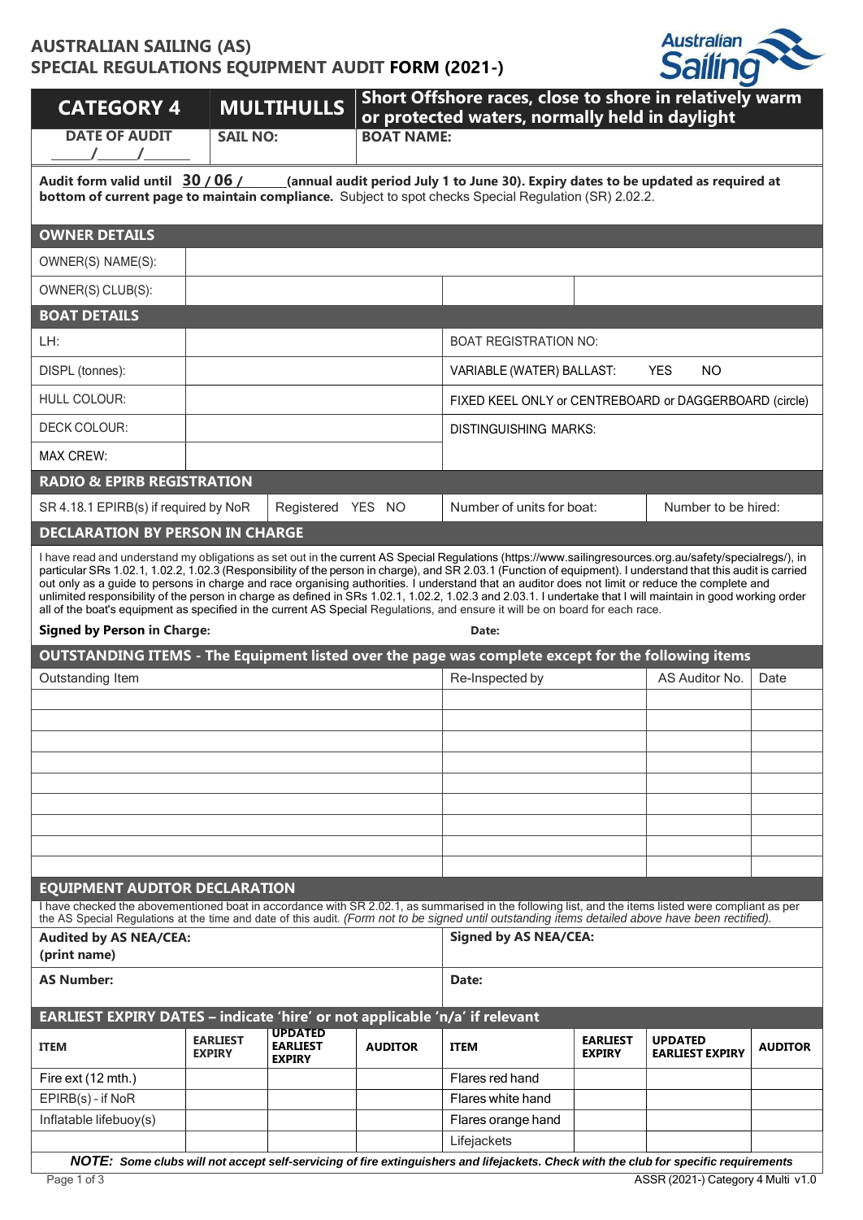# AUSTRALIAN SAILING (AS)
# SPECIAL REGULATIONS EQUIPMENT AUDIT FORM (2021-)

| CATEGORY 4 | MULTIHULLS | Short Offshore races, close to shore in relatively warm or protected waters, normally held in daylight |
|---|---|---|
| DATE OF AUDIT ___/___/___ | SAIL NO: | BOAT NAME: |

**Audit form valid until 30 / 06 / ______ (annual audit period July 1 to June 30). Expiry dates to be updated as required at bottom of current page to maintain compliance.** Subject to spot checks Special Regulation (SR) 2.02.2.

## OWNER DETAILS

| | | | |
|---|---|---|---|
| OWNER(S) NAME(S): | | | |
| OWNER(S) CLUB(S): | | | |

## BOAT DETAILS

| | | |
|---|---|---|
| LH: | | BOAT REGISTRATION NO: |
| DISPL (tonnes): | | VARIABLE (WATER) BALLAST: YES NO |
| HULL COLOUR: | | FIXED KEEL ONLY or CENTREBOARD or DAGGERBOARD (circle) |
| DECK COLOUR: | | DISTINGUISHING MARKS: |
| MAX CREW: | | |

## RADIO & EPIRB REGISTRATION

| | | | |
|---|---|---|---|
| SR 4.18.1 EPIRB(s) if required by NoR | Registered YES NO | Number of units for boat: | Number to be hired: |

## DECLARATION BY PERSON IN CHARGE

I have read and understand my obligations as set out in the current AS Special Regulations (https://www.sailingresources.org.au/safety/specialregs/), in particular SRs 1.02.1, 1.02.2, 1.02.3 (Responsibility of the person in charge), and SR 2.03.1 (Function of equipment). I understand that this audit is carried out only as a guide to persons in charge and race organising authorities. I understand that an auditor does not limit or reduce the complete and unlimited responsibility of the person in charge as defined in SRs 1.02.1, 1.02.2, 1.02.3 and 2.03.1. I undertake that I will maintain in good working order all of the boat's equipment as specified in the current AS Special Regulations, and ensure it will be on board for each race.

**Signed by Person in Charge:** **Date:**

## OUTSTANDING ITEMS - The Equipment listed over the page was complete except for the following items

| Outstanding Item | Re-Inspected by | AS Auditor No. | Date |
|---|---|---|---|
| | | | |
| | | | |
| | | | |
| | | | |
| | | | |
| | | | |
| | | | |
| | | | |
| | | | |

## EQUIPMENT AUDITOR DECLARATION

I have checked the abovementioned boat in accordance with SR 2.02.1, as summarised in the following list, and the items listed were compliant as per the AS Special Regulations at the time and date of this audit. *(Form not to be signed until outstanding items detailed above have been rectified).*

| | |
|---|---|
| **Audited by AS NEA/CEA: (print name)** | **Signed by AS NEA/CEA:** |
| **AS Number:** | **Date:** |

## EARLIEST EXPIRY DATES – indicate 'hire' or not applicable 'n/a' if relevant

| ITEM | EARLIEST EXPIRY | UPDATED EARLIEST EXPIRY | AUDITOR | ITEM | EARLIEST EXPIRY | UPDATED EARLIEST EXPIRY | AUDITOR |
|---|---|---|---|---|---|---|---|
| Fire ext (12 mth.) | | | | Flares red hand | | | |
| EPIRB(s) - if NoR | | | | Flares white hand | | | |
| Inflatable lifebuoy(s) | | | | Flares orange hand | | | |
| | | | | Lifejackets | | | |

***NOTE:** Some clubs will not accept self-servicing of fire extinguishers and lifejackets. Check with the club for specific requirements*

ASSR (2021-) Category 4 Multi v1.0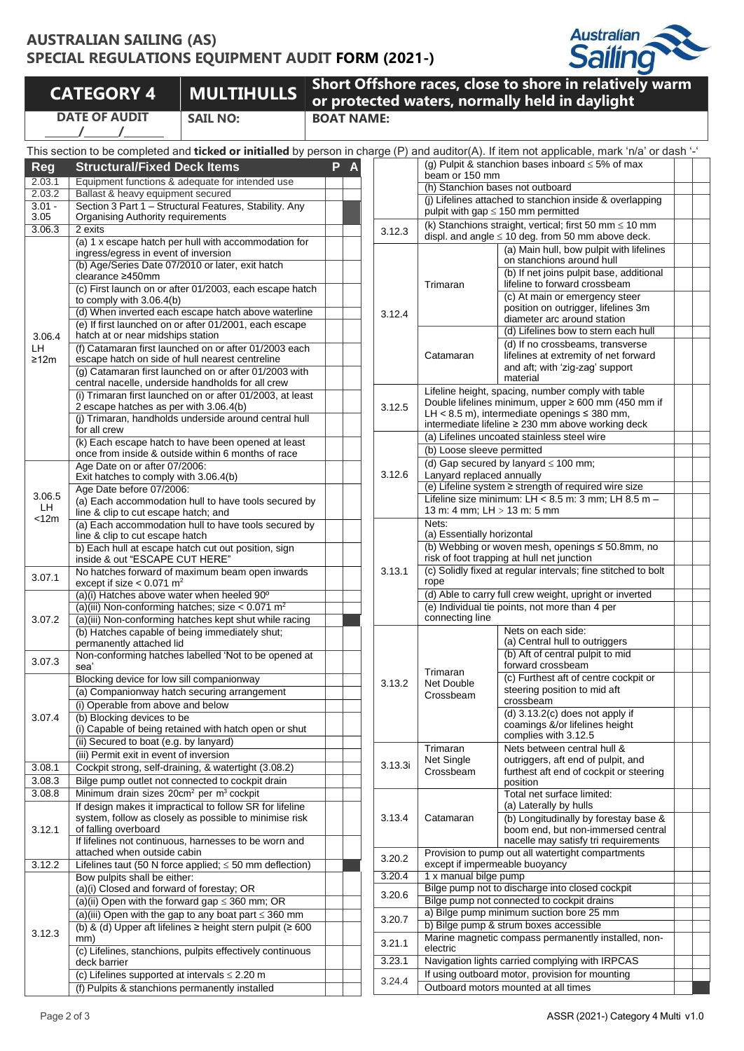# AUSTRALIAN SAILING (AS)
# SPECIAL REGULATIONS EQUIPMENT AUDIT FORM (2021-)

| CATEGORY 4 | MULTIHULLS | Short Offshore races, close to shore in relatively warm or protected waters, normally held in daylight |
|---|---|---|
| DATE OF AUDIT ____/____/____ | SAIL NO: | BOAT NAME: |

This section to be completed and **ticked or initialled** by person in charge (P) and auditor(A). If item not applicable, mark 'n/a' or dash '-'

| Reg | Structural/Fixed Deck Items | P | A |
|---|---|---|---|
| 2.03.1 | Equipment functions & adequate for intended use | | |
| 2.03.2 | Ballast & heavy equipment secured | | |
| 3.01 - 3.05 | Section 3 Part 1 – Structural Features, Stability. Any Organising Authority requirements | | |
| 3.06.3 | 2 exits | | |
| 3.06.4 LH ≥12m | (a) 1 x escape hatch per hull with accommodation for ingress/egress in event of inversion | | |
| | (b) Age/Series Date 07/2010 or later, exit hatch clearance ≥450mm | | |
| | (c) First launch on or after 01/2003, each escape hatch to comply with 3.06.4(b) | | |
| | (d) When inverted each escape hatch above waterline | | |
| | (e) If first launched on or after 01/2001, each escape hatch at or near midships station | | |
| | (f) Catamaran first launched on or after 01/2003 each escape hatch on side of hull nearest centreline | | |
| | (g) Catamaran first launched on or after 01/2003 with central nacelle, underside handholds for all crew | | |
| | (i) Trimaran first launched on or after 01/2003, at least 2 escape hatches as per with 3.06.4(b) | | |
| | (j) Trimaran, handholds underside around central hull for all crew | | |
| | (k) Each escape hatch to have been opened at least once from inside & outside within 6 months of race | | |
| 3.06.5 LH <12m | Age Date on or after 07/2006: Exit hatches to comply with 3.06.4(b) | | |
| | Age Date before 07/2006: (a) Each accommodation hull to have tools secured by line & clip to cut escape hatch; and | | |
| | (a) Each accommodation hull to have tools secured by line & clip to cut escape hatch | | |
| | b) Each hull at escape hatch cut out position, sign inside & out "ESCAPE CUT HERE" | | |
| 3.07.1 | No hatches forward of maximum beam open inwards except if size < 0.071 m² | | |
| 3.07.2 | (a)(i) Hatches above water when heeled 90º | | |
| | (a)(iii) Non-conforming hatches; size < 0.071 m² | | |
| | (a)(iii) Non-conforming hatches kept shut while racing | | |
| | (b) Hatches capable of being immediately shut; permanently attached lid | | |
| 3.07.3 | Non-conforming hatches labelled 'Not to be opened at sea' | | |
| 3.07.4 | Blocking device for low sill companionway | | |
| | (a) Companionway hatch securing arrangement | | |
| | (i) Operable from above and below | | |
| | (b) Blocking devices to be (i) Capable of being retained with hatch open or shut | | |
| | (ii) Secured to boat (e.g. by lanyard) | | |
| | (iii) Permit exit in event of inversion | | |
| 3.08.1 | Cockpit strong, self-draining, & watertight (3.08.2) | | |
| 3.08.3 | Bilge pump outlet not connected to cockpit drain | | |
| 3.08.8 | Minimum drain sizes 20cm² per m³ cockpit | | |
| 3.12.1 | If design makes it impractical to follow SR for lifeline system, follow as closely as possible to minimise risk of falling overboard | | |
| | If lifelines not continuous, harnesses to be worn and attached when outside cabin | | |
| 3.12.2 | Lifelines taut (50 N force applied; ≤ 50 mm deflection) | | |
| 3.12.3 | Bow pulpits shall be either: (a)(i) Closed and forward of forestay; OR | | |
| | (a)(ii) Open with the forward gap ≤ 360 mm; OR | | |
| | (a)(iii) Open with the gap to any boat part ≤ 360 mm | | |
| | (b) & (d) Upper aft lifelines ≥ height stern pulpit (≥ 600 mm) | | |
| | (c) Lifelines, stanchions, pulpits effectively continuous deck barrier | | |
| | (c) Lifelines supported at intervals ≤ 2.20 m | | |
| | (f) Pulpits & stanchions permanently installed | | |
| | (g) Pulpit & stanchion bases inboard ≤ 5% of max beam or 150 mm | | |
| | (h) Stanchion bases not outboard | | |
| | (j) Lifelines attached to stanchion inside & overlapping pulpit with gap ≤ 150 mm permitted | | |
| | (k) Stanchions straight, vertical; first 50 mm ≤ 10 mm displ. and angle ≤ 10 deg. from 50 mm above deck. | | |
| 3.12.4 | Trimaran: (a) Main hull, bow pulpit with lifelines on stanchions around hull | | |
| | Trimaran: (b) If net joins pulpit base, additional lifeline to forward crossbeam | | |
| | Trimaran: (c) At main or emergency steer position on outrigger, lifelines 3m diameter arc around station | | |
| | Catamaran: (d) Lifelines bow to stern each hull | | |
| | Catamaran: (d) If no crossbeams, transverse lifelines at extremity of net forward and aft; with 'zig-zag' support material | | |
| 3.12.5 | Lifeline height, spacing, number comply with table. Double lifelines minimum, upper ≥ 600 mm (450 mm if LH < 8.5 m), intermediate openings ≤ 380 mm, intermediate lifeline ≥ 230 mm above working deck | | |
| 3.12.6 | (a) Lifelines uncoated stainless steel wire | | |
| | (b) Loose sleeve permitted | | |
| | (d) Gap secured by lanyard ≤ 100 mm; Lanyard replaced annually | | |
| | (e) Lifeline system ≥ strength of required wire size | | |
| | Lifeline size minimum: LH < 8.5 m: 3 mm; LH 8.5 m – 13 m: 4 mm; LH > 13 m: 5 mm | | |
| 3.13.1 | Nets: (a) Essentially horizontal | | |
| | (b) Webbing or woven mesh, openings ≤ 50.8mm, no risk of foot trapping at hull net junction | | |
| | (c) Solidly fixed at regular intervals; fine stitched to bolt rope | | |
| | (d) Able to carry full crew weight, upright or inverted | | |
| | (e) Individual tie points, not more than 4 per connecting line | | |
| 3.13.2 | Trimaran Net Double Crossbeam: Nets on each side: (a) Central hull to outriggers | | |
| | (b) Aft of central pulpit to mid forward crossbeam | | |
| | (c) Furthest aft of centre cockpit or steering position to mid aft crossbeam | | |
| | (d) 3.13.2(c) does not apply if coamings &/or lifelines height complies with 3.12.5 | | |
| 3.13.3i | Trimaran Net Single Crossbeam: Nets between central hull & outriggers, aft end of pulpit, and furthest aft end of cockpit or steering position | | |
| 3.13.4 | Catamaran: Total net surface limited: (a) Laterally by hulls | | |
| | (b) Longitudinally by forestay base & boom end, but non-immersed central nacelle may satisfy tri requirements | | |
| 3.20.2 | Provision to pump out all watertight compartments except if impermeable buoyancy | | |
| 3.20.4 | 1 x manual bilge pump | | |
| 3.20.6 | Bilge pump not to discharge into closed cockpit | | |
| | Bilge pump not connected to cockpit drains | | |
| 3.20.7 | a) Bilge pump minimum suction bore 25 mm | | |
| | b) Bilge pump & strum boxes accessible | | |
| 3.21.1 | Marine magnetic compass permanently installed, non-electric | | |
| 3.23.1 | Navigation lights carried complying with IRPCAS | | |
| 3.24.4 | If using outboard motor, provision for mounting | | |
| | Outboard motors mounted at all times | | |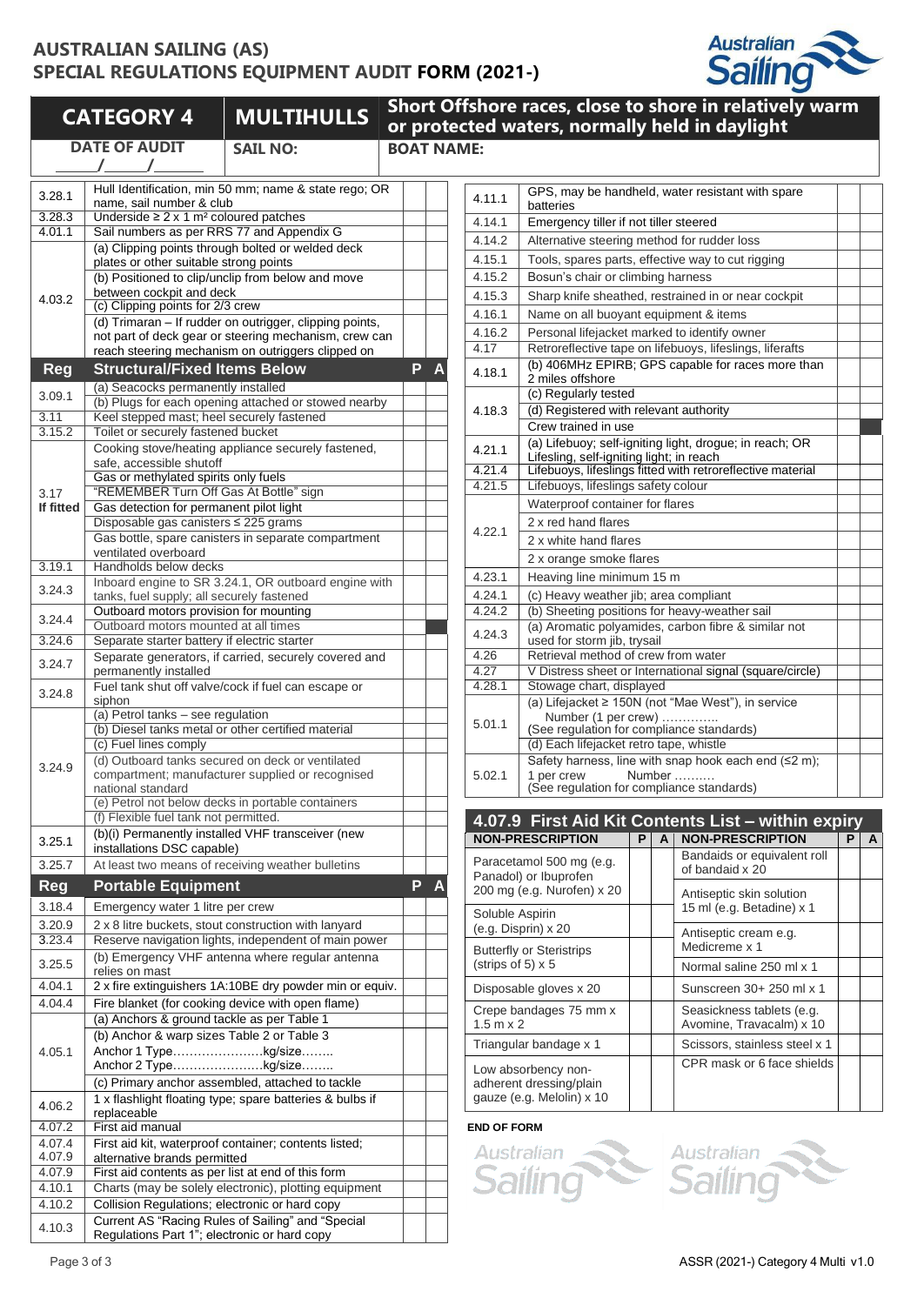# AUSTRALIAN SAILING (AS) SPECIAL REGULATIONS EQUIPMENT AUDIT FORM (2021-)

| CATEGORY 4 | MULTIHULLS | Short Offshore races, close to shore in relatively warm or protected waters, normally held in daylight |
|---|---|---|
| DATE OF AUDIT ___/___/___ | SAIL NO: | BOAT NAME: |

| | | P | A |
|---|---|---|---|
| 3.28.1 | Hull Identification, min 50 mm; name & state rego; OR name, sail number & club | | |
| 3.28.3 | Underside ≥ 2 x 1 m² coloured patches | | |
| 4.01.1 | Sail numbers as per RRS 77 and Appendix G | | |
| 4.03.2 | (a) Clipping points through bolted or welded deck plates or other suitable strong points | | |
| | (b) Positioned to clip/unclip from below and move between cockpit and deck | | |
| | (c) Clipping points for 2/3 crew | | |
| | (d) Trimaran – If rudder on outrigger, clipping points, not part of deck gear or steering mechanism, crew can reach steering mechanism on outriggers clipped on | | |
| **Reg** | **Structural/Fixed Items Below** | **P** | **A** |
| 3.09.1 | (a) Seacocks permanently installed | | |
| | (b) Plugs for each opening attached or stowed nearby | | |
| 3.11 | Keel stepped mast; heel securely fastened | | |
| 3.15.2 | Toilet or securely fastened bucket | | |
| 3.17 If fitted | Cooking stove/heating appliance securely fastened, safe, accessible shutoff | | |
| | Gas or methylated spirits only fuels | | |
| | "REMEMBER Turn Off Gas At Bottle" sign | | |
| | Gas detection for permanent pilot light | | |
| | Disposable gas canisters ≤ 225 grams | | |
| | Gas bottle, spare canisters in separate compartment ventilated overboard | | |
| 3.19.1 | Handholds below decks | | |
| 3.24.3 | Inboard engine to SR 3.24.1, OR outboard engine with tanks, fuel supply; all securely fastened | | |
| 3.24.4 | Outboard motors provision for mounting | | |
| | Outboard motors mounted at all times | | |
| 3.24.6 | Separate starter battery if electric starter | | |
| 3.24.7 | Separate generators, if carried, securely covered and permanently installed | | |
| 3.24.8 | Fuel tank shut off valve/cock if fuel can escape or siphon | | |
| 3.24.9 | (a) Petrol tanks – see regulation | | |
| | (b) Diesel tanks metal or other certified material | | |
| | (c) Fuel lines comply | | |
| | (d) Outboard tanks secured on deck or ventilated compartment; manufacturer supplied or recognised national standard | | |
| | (e) Petrol not below decks in portable containers | | |
| | (f) Flexible fuel tank not permitted. | | |
| 3.25.1 | (b)(i) Permanently installed VHF transceiver (new installations DSC capable) | | |
| 3.25.7 | At least two means of receiving weather bulletins | | |
| **Reg** | **Portable Equipment** | **P** | **A** |
| 3.18.4 | Emergency water 1 litre per crew | | |
| 3.20.9 | 2 x 8 litre buckets, stout construction with lanyard | | |
| 3.23.4 | Reserve navigation lights, independent of main power | | |
| 3.25.5 | (b) Emergency VHF antenna where regular antenna relies on mast | | |
| 4.04.1 | 2 x fire extinguishers 1A:10BE dry powder min or equiv. | | |
| 4.04.4 | Fire blanket (for cooking device with open flame) | | |
| 4.05.1 | (a) Anchors & ground tackle as per Table 1 | | |
| | (b) Anchor & warp sizes Table 2 or Table 3<br>Anchor 1 Type…………………kg/size……..<br>Anchor 2 Type…………………kg/size…….. | | |
| | (c) Primary anchor assembled, attached to tackle | | |
| 4.06.2 | 1 x flashlight floating type; spare batteries & bulbs if replaceable | | |
| 4.07.2 | First aid manual | | |
| 4.07.4<br>4.07.9 | First aid kit, waterproof container; contents listed; alternative brands permitted | | |
| 4.07.9 | First aid contents as per list at end of this form | | |
| 4.10.1 | Charts (may be solely electronic), plotting equipment | | |
| 4.10.2 | Collision Regulations; electronic or hard copy | | |
| 4.10.3 | Current AS "Racing Rules of Sailing" and "Special Regulations Part 1"; electronic or hard copy | | |

| | | | |
|---|---|---|---|
| 4.11.1 | GPS, may be handheld, water resistant with spare batteries | | |
| 4.14.1 | Emergency tiller if not tiller steered | | |
| 4.14.2 | Alternative steering method for rudder loss | | |
| 4.15.1 | Tools, spares parts, effective way to cut rigging | | |
| 4.15.2 | Bosun's chair or climbing harness | | |
| 4.15.3 | Sharp knife sheathed, restrained in or near cockpit | | |
| 4.16.1 | Name on all buoyant equipment & items | | |
| 4.16.2 | Personal lifejacket marked to identify owner | | |
| 4.17 | Retroreflective tape on lifebuoys, lifeslings, liferafts | | |
| 4.18.1 | (b) 406MHz EPIRB; GPS capable for races more than 2 miles offshore | | |
| 4.18.3 | (c) Regularly tested | | |
| | (d) Registered with relevant authority | | |
| | Crew trained in use | | |
| 4.21.1 | (a) Lifebuoy; self-igniting light, drogue; in reach; OR Lifesling, self-igniting light; in reach | | |
| 4.21.4 | Lifebuoys, lifeslings fitted with retroreflective material | | |
| 4.21.5 | Lifebuoys, lifeslings safety colour | | |
| 4.22.1 | Waterproof container for flares | | |
| | 2 x red hand flares | | |
| | 2 x white hand flares | | |
| | 2 x orange smoke flares | | |
| 4.23.1 | Heaving line minimum 15 m | | |
| 4.24.1 | (c) Heavy weather jib; area compliant | | |
| 4.24.2 | (b) Sheeting positions for heavy-weather sail | | |
| 4.24.3 | (a) Aromatic polyamides, carbon fibre & similar not used for storm jib, trysail | | |
| 4.26 | Retrieval method of crew from water | | |
| 4.27 | V Distress sheet or International signal (square/circle) | | |
| 4.28.1 | Stowage chart, displayed | | |
| 5.01.1 | (a) Lifejacket ≥ 150N (not "Mae West"), in service<br>Number (1 per crew) …………..<br>(See regulation for compliance standards) | | |
| | (d) Each lifejacket retro tape, whistle | | |
| 5.02.1 | Safety harness, line with snap hook each end (≤2 m);<br>1 per crew Number ……….<br>(See regulation for compliance standards) | | |

## 4.07.9 First Aid Kit Contents List – within expiry

| NON-PRESCRIPTION | P | A | NON-PRESCRIPTION | P | A |
|---|---|---|---|---|---|
| Paracetamol 500 mg (e.g. Panadol) or Ibuprofen 200 mg (e.g. Nurofen) x 20 | | | Bandaids or equivalent roll of bandaid x 20 | | |
| | | | Antiseptic skin solution 15 ml (e.g. Betadine) x 1 | | |
| Soluble Aspirin (e.g. Disprin) x 20 | | | Antiseptic cream e.g. Medicreme x 1 | | |
| Butterfly or Steristrips (strips of 5) x 5 | | | Normal saline 250 ml x 1 | | |
| Disposable gloves x 20 | | | Sunscreen 30+ 250 ml x 1 | | |
| Crepe bandages 75 mm x 1.5 m x 2 | | | Seasickness tablets (e.g. Avomine, Travacalm) x 10 | | |
| Triangular bandage x 1 | | | Scissors, stainless steel x 1 | | |
| Low absorbency non-adherent dressing/plain gauze (e.g. Melolin) x 10 | | | CPR mask or 6 face shields | | |

**END OF FORM**

ASSR (2021-) Category 4 Multi v1.0